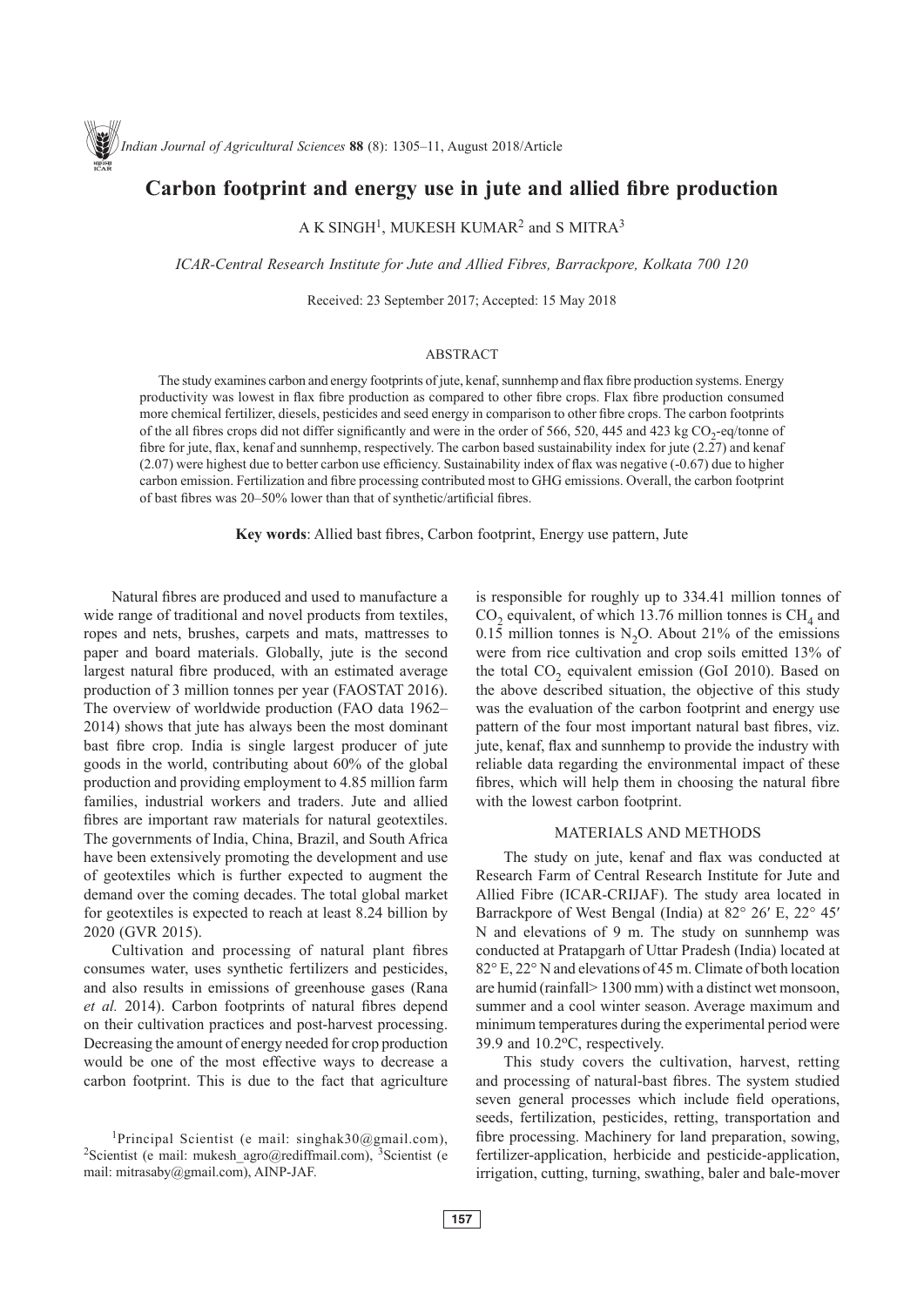# Carbon footprint and energy use in jute and allied fibre production

A K SINGH[1], MUKESH KUMAR[2] and S MITRA[3]

*ICAR-Central Research Institute for Jute and Allied Fibres, Barrackpore, Kolkata 700 120*

Received: 23 September 2017; Accepted: 15 May 2018

## ABSTRACT

The study examines carbon and energy footprints of jute, kenaf, sunnhemp and flax fibre production systems. Energy productivity was lowest in flax fibre production as compared to other fibre crops. Flax fibre production consumed more chemical fertilizer, diesels, pesticides and seed energy in comparison to other fibre crops. The carbon footprints of the all fibres crops did not differ significantly and were in the order of 566, 520, 445 and 423 kg $CO_2$-eq/tonne of fibre for jute, flax, kenaf and sunnhemp, respectively. The carbon based sustainability index for jute (2.27) and kenaf (2.07) were highest due to better carbon use efficiency. Sustainability index of flax was negative (-0.67) due to higher carbon emission. Fertilization and fibre processing contributed most to GHG emissions. Overall, the carbon footprint of bast fibres was 20–50% lower than that of synthetic/artificial fibres.

**Key words**: Allied bast fibres, Carbon footprint, Energy use pattern, Jute

Natural fibres are produced and used to manufacture a wide range of traditional and novel products from textiles, ropes and nets, brushes, carpets and mats, mattresses to paper and board materials. Globally, jute is the second largest natural fibre produced, with an estimated average production of 3 million tonnes per year (FAOSTAT 2016). The overview of worldwide production (FAO data 1962–2014) shows that jute has always been the most dominant bast fibre crop. India is single largest producer of jute goods in the world, contributing about 60% of the global production and providing employment to 4.85 million farm families, industrial workers and traders. Jute and allied fibres are important raw materials for natural geotextiles. The governments of India, China, Brazil, and South Africa have been extensively promoting the development and use of geotextiles which is further expected to augment the demand over the coming decades. The total global market for geotextiles is expected to reach at least 8.24 billion by 2020 (GVR 2015).

Cultivation and processing of natural plant fibres consumes water, uses synthetic fertilizers and pesticides, and also results in emissions of greenhouse gases (Rana *et al.* 2014). Carbon footprints of natural fibres depend on their cultivation practices and post-harvest processing. Decreasing the amount of energy needed for crop production would be one of the most effective ways to decrease a carbon footprint. This is due to the fact that agriculture is responsible for roughly up to 334.41 million tonnes of $CO_2$ equivalent, of which 13.76 million tonnes is $CH_4$ and 0.15 million tonnes is $N_2O$. About 21% of the emissions were from rice cultivation and crop soils emitted 13% of the total $CO_2$ equivalent emission (GoI 2010). Based on the above described situation, the objective of this study was the evaluation of the carbon footprint and energy use pattern of the four most important natural bast fibres, viz. jute, kenaf, flax and sunnhemp to provide the industry with reliable data regarding the environmental impact of these fibres, which will help them in choosing the natural fibre with the lowest carbon footprint.

## MATERIALS AND METHODS

The study on jute, kenaf and flax was conducted at Research Farm of Central Research Institute for Jute and Allied Fibre (ICAR-CRIJAF). The study area located in Barrackpore of West Bengal (India) at 82° 26′ E, 22° 45′ N and elevations of 9 m. The study on sunnhemp was conducted at Pratapgarh of Uttar Pradesh (India) located at 82° E, 22° N and elevations of 45 m. Climate of both location are humid (rainfall> 1300 mm) with a distinct wet monsoon, summer and a cool winter season. Average maximum and minimum temperatures during the experimental period were 39.9 and 10.2°C, respectively.

This study covers the cultivation, harvest, retting and processing of natural-bast fibres. The system studied seven general processes which include field operations, seeds, fertilization, pesticides, retting, transportation and fibre processing. Machinery for land preparation, sowing, fertilizer-application, herbicide and pesticide-application, irrigation, cutting, turning, swathing, baler and bale-mover

---

[1]Principal Scientist (e mail: singhak30@gmail.com), [2]Scientist (e mail: mukesh_agro@rediffmail.com), [3]Scientist (e mail: mitrasaby@gmail.com), AINP-JAF.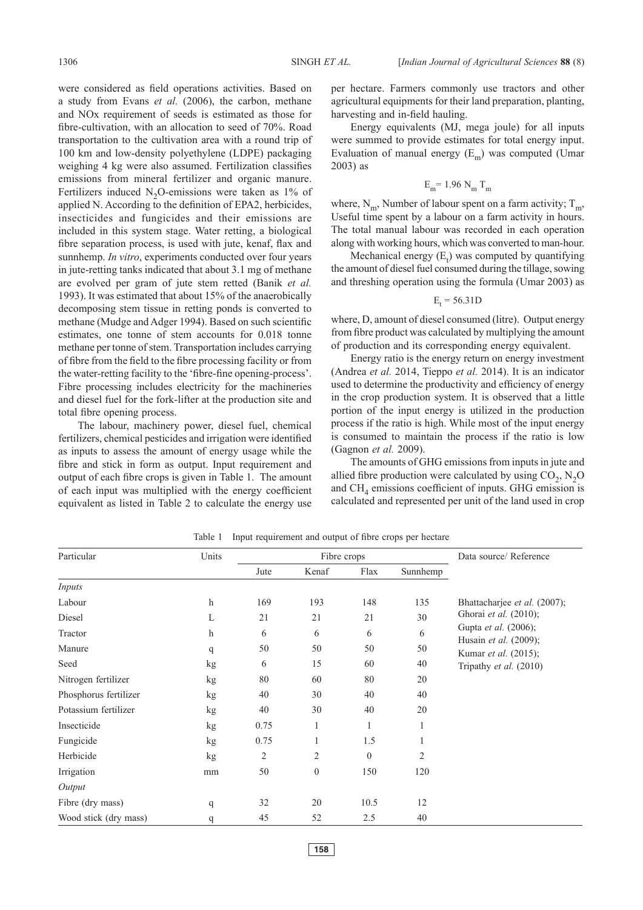were considered as field operations activities. Based on a study from Evans *et al.* (2006), the carbon, methane and NOx requirement of seeds is estimated as those for fibre-cultivation, with an allocation to seed of 70%. Road transportation to the cultivation area with a round trip of 100 km and low-density polyethylene (LDPE) packaging weighing 4 kg were also assumed. Fertilization classifies emissions from mineral fertilizer and organic manure. Fertilizers induced $N_2O$-emissions were taken as 1% of applied N. According to the definition of EPA2, herbicides, insecticides and fungicides and their emissions are included in this system stage. Water retting, a biological fibre separation process, is used with jute, kenaf, flax and sunnhemp. *In vitro*, experiments conducted over four years in jute-retting tanks indicated that about 3.1 mg of methane are evolved per gram of jute stem retted (Banik *et al.* 1993). It was estimated that about 15% of the anaerobically decomposing stem tissue in retting ponds is converted to methane (Mudge and Adger 1994). Based on such scientific estimates, one tonne of stem accounts for 0.018 tonne methane per tonne of stem. Transportation includes carrying of fibre from the field to the fibre processing facility or from the water-retting facility to the 'fibre-fine opening-process'. Fibre processing includes electricity for the machineries and diesel fuel for the fork-lifter at the production site and total fibre opening process.

The labour, machinery power, diesel fuel, chemical fertilizers, chemical pesticides and irrigation were identified as inputs to assess the amount of energy usage while the fibre and stick in form as output. Input requirement and output of each fibre crops is given in Table 1. The amount of each input was multiplied with the energy coefficient equivalent as listed in Table 2 to calculate the energy use per hectare. Farmers commonly use tractors and other agricultural equipments for their land preparation, planting, harvesting and in-field hauling.

Energy equivalents (MJ, mega joule) for all inputs were summed to provide estimates for total energy input. Evaluation of manual energy ($E_m$) was computed (Umar 2003) as

$$E_m = 1.96\ N_m\ T_m$$

where, $N_m$, Number of labour spent on a farm activity; $T_m$, Useful time spent by a labour on a farm activity in hours. The total manual labour was recorded in each operation along with working hours, which was converted to man-hour.

Mechanical energy ($E_t$) was computed by quantifying the amount of diesel fuel consumed during the tillage, sowing and threshing operation using the formula (Umar 2003) as

$$E_t = 56.31D$$

where, D, amount of diesel consumed (litre). Output energy from fibre product was calculated by multiplying the amount of production and its corresponding energy equivalent.

Energy ratio is the energy return on energy investment (Andrea *et al.* 2014, Tieppo *et al.* 2014). It is an indicator used to determine the productivity and efficiency of energy in the crop production system. It is observed that a little portion of the input energy is utilized in the production process if the ratio is high. While most of the input energy is consumed to maintain the process if the ratio is low (Gagnon *et al.* 2009).

The amounts of GHG emissions from inputs in jute and allied fibre production were calculated by using $CO_2$, $N_2O$ and $CH_4$ emissions coefficient of inputs. GHG emission is calculated and represented per unit of the land used in crop

Table 1 Input requirement and output of fibre crops per hectare

| Particular | Units | Fibre crops | | | | Data source/ Reference |
|---|---|---|---|---|---|---|
| | | Jute | Kenaf | Flax | Sunnhemp | |
| *Inputs* | | | | | | |
| Labour | h | 169 | 193 | 148 | 135 | Bhattacharjee *et al.* (2007); |
| Diesel | L | 21 | 21 | 21 | 30 | Ghorai *et al.* (2010); |
| Tractor | h | 6 | 6 | 6 | 6 | Gupta *et al.* (2006); |
| Manure | q | 50 | 50 | 50 | 50 | Husain *et al.* (2009); |
| Seed | kg | 6 | 15 | 60 | 40 | Kumar *et al.* (2015); |
| Nitrogen fertilizer | kg | 80 | 60 | 80 | 20 | Tripathy *et al.* (2010) |
| Phosphorus fertilizer | kg | 40 | 30 | 40 | 40 | |
| Potassium fertilizer | kg | 40 | 30 | 40 | 20 | |
| Insecticide | kg | 0.75 | 1 | 1 | 1 | |
| Fungicide | kg | 0.75 | 1 | 1.5 | 1 | |
| Herbicide | kg | 2 | 2 | 0 | 2 | |
| Irrigation | mm | 50 | 0 | 150 | 120 | |
| *Output* | | | | | | |
| Fibre (dry mass) | q | 32 | 20 | 10.5 | 12 | |
| Wood stick (dry mass) | q | 45 | 52 | 2.5 | 40 | |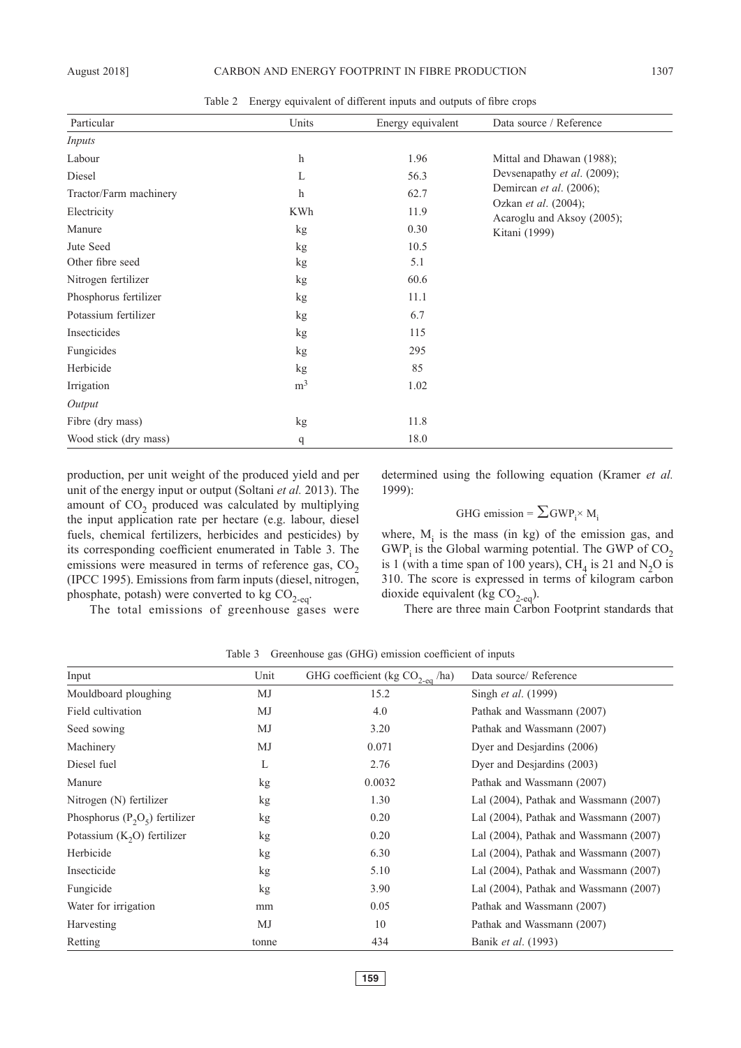Table 2 Energy equivalent of different inputs and outputs of fibre crops

| Particular | Units | Energy equivalent | Data source / Reference |
|---|---|---|---|
| *Inputs* | | | |
| Labour | h | 1.96 | Mittal and Dhawan (1988); |
| Diesel | L | 56.3 | Devsenapathy *et al*. (2009); |
| Tractor/Farm machinery | h | 62.7 | Demircan *et al*. (2006); |
| Electricity | KWh | 11.9 | Ozkan *et al*. (2004); Acaroglu and Aksoy (2005); |
| Manure | kg | 0.30 | Kitani (1999) |
| Jute Seed | kg | 10.5 | |
| Other fibre seed | kg | 5.1 | |
| Nitrogen fertilizer | kg | 60.6 | |
| Phosphorus fertilizer | kg | 11.1 | |
| Potassium fertilizer | kg | 6.7 | |
| Insecticides | kg | 115 | |
| Fungicides | kg | 295 | |
| Herbicide | kg | 85 | |
| Irrigation | $m^3$ | 1.02 | |
| *Output* | | | |
| Fibre (dry mass) | kg | 11.8 | |
| Wood stick (dry mass) | q | 18.0 | |

production, per unit weight of the produced yield and per unit of the energy input or output (Soltani *et al.* 2013). The amount of $CO_2$ produced was calculated by multiplying the input application rate per hectare (e.g. labour, diesel fuels, chemical fertilizers, herbicides and pesticides) by its corresponding coefficient enumerated in Table 3. The emissions were measured in terms of reference gas, $CO_2$ (IPCC 1995). Emissions from farm inputs (diesel, nitrogen, phosphate, potash) were converted to kg $CO_{2\text{-eq}}$.

The total emissions of greenhouse gases were determined using the following equation (Kramer *et al.* 1999):

$$\text{GHG emission} = \sum \text{GWP}_i \times M_i$$

where, $M_i$ is the mass (in kg) of the emission gas, and $GWP_i$ is the Global warming potential. The GWP of $CO_2$ is 1 (with a time span of 100 years), $CH_4$ is 21 and $N_2O$ is 310. The score is expressed in terms of kilogram carbon dioxide equivalent (kg $CO_{2\text{-eq}}$).

There are three main Carbon Footprint standards that

Table 3 Greenhouse gas (GHG) emission coefficient of inputs

| Input | Unit | GHG coefficient (kg $CO_{2\text{-eq}}$ /ha) | Data source/ Reference |
|---|---|---|---|
| Mouldboard ploughing | MJ | 15.2 | Singh *et al*. (1999) |
| Field cultivation | MJ | 4.0 | Pathak and Wassmann (2007) |
| Seed sowing | MJ | 3.20 | Pathak and Wassmann (2007) |
| Machinery | MJ | 0.071 | Dyer and Desjardins (2006) |
| Diesel fuel | L | 2.76 | Dyer and Desjardins (2003) |
| Manure | kg | 0.0032 | Pathak and Wassmann (2007) |
| Nitrogen (N) fertilizer | kg | 1.30 | Lal (2004), Pathak and Wassmann (2007) |
| Phosphorus ($P_2O_5$) fertilizer | kg | 0.20 | Lal (2004), Pathak and Wassmann (2007) |
| Potassium ($K_2O$) fertilizer | kg | 0.20 | Lal (2004), Pathak and Wassmann (2007) |
| Herbicide | kg | 6.30 | Lal (2004), Pathak and Wassmann (2007) |
| Insecticide | kg | 5.10 | Lal (2004), Pathak and Wassmann (2007) |
| Fungicide | kg | 3.90 | Lal (2004), Pathak and Wassmann (2007) |
| Water for irrigation | mm | 0.05 | Pathak and Wassmann (2007) |
| Harvesting | MJ | 10 | Pathak and Wassmann (2007) |
| Retting | tonne | 434 | Banik *et al*. (1993) |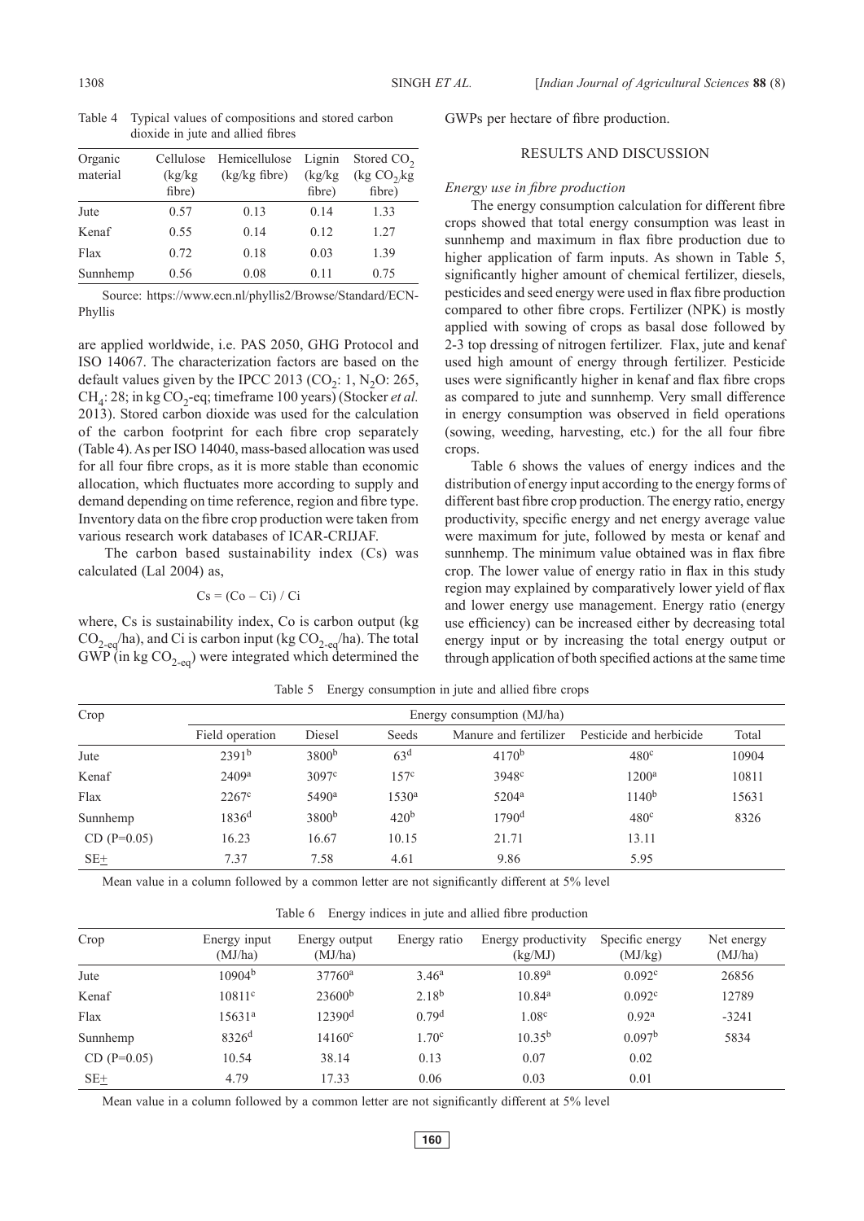Table 4 Typical values of compositions and stored carbon dioxide in jute and allied fibres

| Organic material | Cellulose (kg/kg fibre) | Hemicellulose (kg/kg fibre) | Lignin (kg/kg fibre) | Stored $CO_2$ (kg $CO_2$/kg fibre) |
|---|---|---|---|---|
| Jute | 0.57 | 0.13 | 0.14 | 1.33 |
| Kenaf | 0.55 | 0.14 | 0.12 | 1.27 |
| Flax | 0.72 | 0.18 | 0.03 | 1.39 |
| Sunnhemp | 0.56 | 0.08 | 0.11 | 0.75 |

Source: https://www.ecn.nl/phyllis2/Browse/Standard/ECN-Phyllis

are applied worldwide, i.e. PAS 2050, GHG Protocol and ISO 14067. The characterization factors are based on the default values given by the IPCC 2013 ($CO_2$: 1, $N_2O$: 265, $CH_4$: 28; in kg $CO_2$-eq; timeframe 100 years) (Stocker *et al.* 2013). Stored carbon dioxide was used for the calculation of the carbon footprint for each fibre crop separately (Table 4). As per ISO 14040, mass-based allocation was used for all four fibre crops, as it is more stable than economic allocation, which fluctuates more according to supply and demand depending on time reference, region and fibre type. Inventory data on the fibre crop production were taken from various research work databases of ICAR-CRIJAF.

The carbon based sustainability index (Cs) was calculated (Lal 2004) as,

$$Cs = (Co - Ci) / Ci$$

where, Cs is sustainability index, Co is carbon output (kg $CO_{2\text{-eq}}$/ha), and Ci is carbon input (kg $CO_{2\text{-eq}}$/ha). The total GWP (in kg $CO_{2\text{-eq}}$) were integrated which determined the GWPs per hectare of fibre production.

## RESULTS AND DISCUSSION

### *Energy use in fibre production*

The energy consumption calculation for different fibre crops showed that total energy consumption was least in sunnhemp and maximum in flax fibre production due to higher application of farm inputs. As shown in Table 5, significantly higher amount of chemical fertilizer, diesels, pesticides and seed energy were used in flax fibre production compared to other fibre crops. Fertilizer (NPK) is mostly applied with sowing of crops as basal dose followed by 2-3 top dressing of nitrogen fertilizer. Flax, jute and kenaf used high amount of energy through fertilizer. Pesticide uses were significantly higher in kenaf and flax fibre crops as compared to jute and sunnhemp. Very small difference in energy consumption was observed in field operations (sowing, weeding, harvesting, etc.) for the all four fibre crops.

Table 6 shows the values of energy indices and the distribution of energy input according to the energy forms of different bast fibre crop production. The energy ratio, energy productivity, specific energy and net energy average value were maximum for jute, followed by mesta or kenaf and sunnhemp. The minimum value obtained was in flax fibre crop. The lower value of energy ratio in flax in this study region may explained by comparatively lower yield of flax and lower energy use management. Energy ratio (energy use efficiency) can be increased either by decreasing total energy input or by increasing the total energy output or through application of both specified actions at the same time

Table 5 Energy consumption in jute and allied fibre crops

| Crop | Energy consumption (MJ/ha) | | | | | |
|---|---|---|---|---|---|---|
| | Field operation | Diesel | Seeds | Manure and fertilizer | Pesticide and herbicide | Total |
| Jute | 2391[b] | 3800[b] | 63[d] | 4170[b] | 480[c] | 10904 |
| Kenaf | 2409[a] | 3097[c] | 157[c] | 3948[c] | 1200[a] | 10811 |
| Flax | 2267[c] | 5490[a] | 1530[a] | 5204[a] | 1140[b] | 15631 |
| Sunnhemp | 1836[d] | 3800[b] | 420[b] | 1790[d] | 480[c] | 8326 |
| CD (P=0.05) | 16.23 | 16.67 | 10.15 | 21.71 | 13.11 | |
| SE± | 7.37 | 7.58 | 4.61 | 9.86 | 5.95 | |

Mean value in a column followed by a common letter are not significantly different at 5% level

Table 6 Energy indices in jute and allied fibre production

| Crop | Energy input (MJ/ha) | Energy output (MJ/ha) | Energy ratio | Energy productivity (kg/MJ) | Specific energy (MJ/kg) | Net energy (MJ/ha) |
|---|---|---|---|---|---|---|
| Jute | 10904[b] | 37760[a] | 3.46[a] | 10.89[a] | 0.092[c] | 26856 |
| Kenaf | 10811[c] | 23600[b] | 2.18[b] | 10.84[a] | 0.092[c] | 12789 |
| Flax | 15631[a] | 12390[d] | 0.79[d] | 1.08[c] | 0.92[a] | -3241 |
| Sunnhemp | 8326[d] | 14160[c] | 1.70[c] | 10.35[b] | 0.097[b] | 5834 |
| CD (P=0.05) | 10.54 | 38.14 | 0.13 | 0.07 | 0.02 | |
| SE± | 4.79 | 17.33 | 0.06 | 0.03 | 0.01 | |

Mean value in a column followed by a common letter are not significantly different at 5% level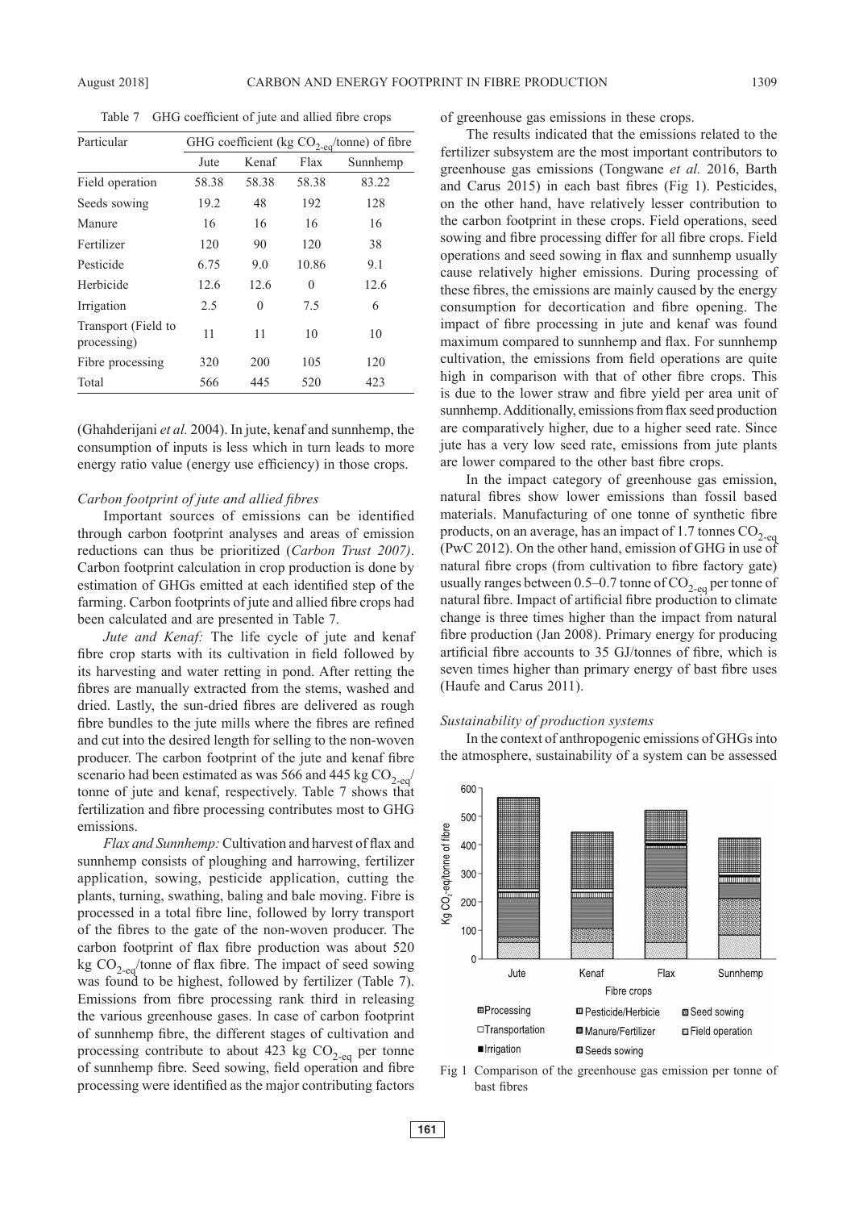Table 7 GHG coefficient of jute and allied fibre crops

| Particular | GHG coefficient (kg $CO_{2\text{-eq}}$/tonne) of fibre | | | |
|---|---|---|---|---|
| | Jute | Kenaf | Flax | Sunnhemp |
| Field operation | 58.38 | 58.38 | 58.38 | 83.22 |
| Seeds sowing | 19.2 | 48 | 192 | 128 |
| Manure | 16 | 16 | 16 | 16 |
| Fertilizer | 120 | 90 | 120 | 38 |
| Pesticide | 6.75 | 9.0 | 10.86 | 9.1 |
| Herbicide | 12.6 | 12.6 | 0 | 12.6 |
| Irrigation | 2.5 | 0 | 7.5 | 6 |
| Transport (Field to processing) | 11 | 11 | 10 | 10 |
| Fibre processing | 320 | 200 | 105 | 120 |
| Total | 566 | 445 | 520 | 423 |

(Ghahderijani *et al.* 2004). In jute, kenaf and sunnhemp, the consumption of inputs is less which in turn leads to more energy ratio value (energy use efficiency) in those crops.

*Carbon footprint of jute and allied fibres*

Important sources of emissions can be identified through carbon footprint analyses and areas of emission reductions can thus be prioritized (*Carbon Trust 2007)*. Carbon footprint calculation in crop production is done by estimation of GHGs emitted at each identified step of the farming. Carbon footprints of jute and allied fibre crops had been calculated and are presented in Table 7.

*Jute and Kenaf:* The life cycle of jute and kenaf fibre crop starts with its cultivation in field followed by its harvesting and water retting in pond. After retting the fibres are manually extracted from the stems, washed and dried. Lastly, the sun-dried fibres are delivered as rough fibre bundles to the jute mills where the fibres are refined and cut into the desired length for selling to the non-woven producer. The carbon footprint of the jute and kenaf fibre scenario had been estimated as was 566 and 445 kg $CO_{2\text{-eq}}$/tonne of jute and kenaf, respectively. Table 7 shows that fertilization and fibre processing contributes most to GHG emissions.

*Flax and Sunnhemp:* Cultivation and harvest of flax and sunnhemp consists of ploughing and harrowing, fertilizer application, sowing, pesticide application, cutting the plants, turning, swathing, baling and bale moving. Fibre is processed in a total fibre line, followed by lorry transport of the fibres to the gate of the non-woven producer. The carbon footprint of flax fibre production was about 520 kg $CO_{2\text{-eq}}$/tonne of flax fibre. The impact of seed sowing was found to be highest, followed by fertilizer (Table 7). Emissions from fibre processing rank third in releasing the various greenhouse gases. In case of carbon footprint of sunnhemp fibre, the different stages of cultivation and processing contribute to about 423 kg $CO_{2\text{-eq}}$ per tonne of sunnhemp fibre. Seed sowing, field operation and fibre processing were identified as the major contributing factors of greenhouse gas emissions in these crops.

The results indicated that the emissions related to the fertilizer subsystem are the most important contributors to greenhouse gas emissions (Tongwane *et al.* 2016, Barth and Carus 2015) in each bast fibres (Fig 1). Pesticides, on the other hand, have relatively lesser contribution to the carbon footprint in these crops. Field operations, seed sowing and fibre processing differ for all fibre crops. Field operations and seed sowing in flax and sunnhemp usually cause relatively higher emissions. During processing of these fibres, the emissions are mainly caused by the energy consumption for decortication and fibre opening. The impact of fibre processing in jute and kenaf was found maximum compared to sunnhemp and flax. For sunnhemp cultivation, the emissions from field operations are quite high in comparison with that of other fibre crops. This is due to the lower straw and fibre yield per area unit of sunnhemp. Additionally, emissions from flax seed production are comparatively higher, due to a higher seed rate. Since jute has a very low seed rate, emissions from jute plants are lower compared to the other bast fibre crops.

In the impact category of greenhouse gas emission, natural fibres show lower emissions than fossil based materials. Manufacturing of one tonne of synthetic fibre products, on an average, has an impact of 1.7 tonnes $CO_{2\text{-eq}}$ (PwC 2012). On the other hand, emission of GHG in use of natural fibre crops (from cultivation to fibre factory gate) usually ranges between 0.5–0.7 tonne of $CO_{2\text{-eq}}$ per tonne of natural fibre. Impact of artificial fibre production to climate change is three times higher than the impact from natural fibre production (Jan 2008). Primary energy for producing artificial fibre accounts to 35 GJ/tonnes of fibre, which is seven times higher than primary energy of bast fibre uses (Haufe and Carus 2011).

*Sustainability of production systems*

In the context of anthropogenic emissions of GHGs into the atmosphere, sustainability of a system can be assessed

Fig 1 Comparison of the greenhouse gas emission per tonne of bast fibres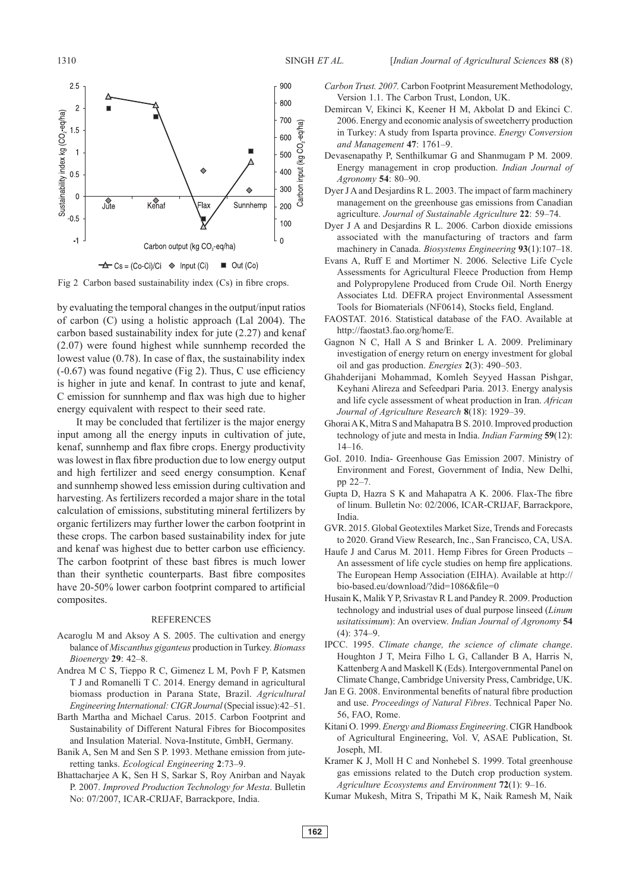Fig 2 Carbon based sustainability index (Cs) in fibre crops.

by evaluating the temporal changes in the output/input ratios of carbon (C) using a holistic approach (Lal 2004). The carbon based sustainability index for jute (2.27) and kenaf (2.07) were found highest while sunnhemp recorded the lowest value (0.78). In case of flax, the sustainability index (-0.67) was found negative (Fig 2). Thus, C use efficiency is higher in jute and kenaf. In contrast to jute and kenaf, C emission for sunnhemp and flax was high due to higher energy equivalent with respect to their seed rate.

It may be concluded that fertilizer is the major energy input among all the energy inputs in cultivation of jute, kenaf, sunnhemp and flax fibre crops. Energy productivity was lowest in flax fibre production due to low energy output and high fertilizer and seed energy consumption. Kenaf and sunnhemp showed less emission during cultivation and harvesting. As fertilizers recorded a major share in the total calculation of emissions, substituting mineral fertilizers by organic fertilizers may further lower the carbon footprint in these crops. The carbon based sustainability index for jute and kenaf was highest due to better carbon use efficiency. The carbon footprint of these bast fibres is much lower than their synthetic counterparts. Bast fibre composites have 20-50% lower carbon footprint compared to artificial composites.

## REFERENCES

Acaroglu M and Aksoy A S. 2005. The cultivation and energy balance of *Miscanthus giganteus* production in Turkey. *Biomass Bioenergy* **29**: 42–8.

Andrea M C S, Tieppo R C, Gimenez L M, Povh F P, Katsmen T J and Romanelli T C. 2014. Energy demand in agricultural biomass production in Parana State, Brazil. *Agricultural Engineering International: CIGR Journal* (Special issue):42–51.

Barth Martha and Michael Carus. 2015. Carbon Footprint and Sustainability of Different Natural Fibres for Biocomposites and Insulation Material. Nova-Institute, GmbH, Germany.

Banik A, Sen M and Sen S P. 1993. Methane emission from jute-retting tanks. *Ecological Engineering* **2**:73–9.

Bhattacharjee A K, Sen H S, Sarkar S, Roy Anirban and Nayak P. 2007. *Improved Production Technology for Mesta*. Bulletin No: 07/2007, ICAR-CRIJAF, Barrackpore, India.

*Carbon Trust. 2007.* Carbon Footprint Measurement Methodology, Version 1.1. The Carbon Trust, London, UK.

Demircan V, Ekinci K, Keener H M, Akbolat D and Ekinci C. 2006. Energy and economic analysis of sweetcherry production in Turkey: A study from Isparta province. *Energy Conversion and Management* **47**: 1761–9.

Devasenapathy P, Senthilkumar G and Shanmugam P M. 2009. Energy management in crop production. *Indian Journal of Agronomy* **54**: 80–90.

Dyer J A and Desjardins R L. 2003. The impact of farm machinery management on the greenhouse gas emissions from Canadian agriculture. *Journal of Sustainable Agriculture* **22**: 59–74.

Dyer J A and Desjardins R L. 2006. Carbon dioxide emissions associated with the manufacturing of tractors and farm machinery in Canada. *Biosystems Engineering* **93**(1):107–18.

Evans A, Ruff E and Mortimer N. 2006. Selective Life Cycle Assessments for Agricultural Fleece Production from Hemp and Polypropylene Produced from Crude Oil. North Energy Associates Ltd. DEFRA project Environmental Assessment Tools for Biomaterials (NF0614), Stocks field, England.

FAOSTAT. 2016. Statistical database of the FAO. Available at http://faostat3.fao.org/home/E.

Gagnon N C, Hall A S and Brinker L A. 2009. Preliminary investigation of energy return on energy investment for global oil and gas production. *Energies* **2**(3): 490–503.

Ghahderijani Mohammad, Komleh Seyyed Hassan Pishgar, Keyhani Alireza and Sefeedpari Paria. 2013. Energy analysis and life cycle assessment of wheat production in Iran. *African Journal of Agriculture Research* **8**(18): 1929–39.

Ghorai A K, Mitra S and Mahapatra B S. 2010. Improved production technology of jute and mesta in India. *Indian Farming* **59**(12): 14–16.

GoI. 2010. India- Greenhouse Gas Emission 2007. Ministry of Environment and Forest, Government of India, New Delhi, pp 22–7.

Gupta D, Hazra S K and Mahapatra A K. 2006. Flax-The fibre of linum. Bulletin No: 02/2006, ICAR-CRIJAF, Barrackpore, India.

GVR. 2015. Global Geotextiles Market Size, Trends and Forecasts to 2020. Grand View Research, Inc., San Francisco, CA, USA.

Haufe J and Carus M. 2011. Hemp Fibres for Green Products – An assessment of life cycle studies on hemp fire applications. The European Hemp Association (EIHA). Available at http://bio-based.eu/download/?did=1086&file=0

Husain K, Malik Y P, Srivastav R L and Pandey R. 2009. Production technology and industrial uses of dual purpose linseed (*Linum usitatissimum*): An overview. *Indian Journal of Agronomy* **54** (4): 374–9.

IPCC. 1995. *Climate change, the science of climate change*. Houghton J T, Meira Filho L G, Callander B A, Harris N, Kattenberg A and Maskell K (Eds). Intergovernmental Panel on Climate Change, Cambridge University Press, Cambridge, UK.

Jan E G. 2008. Environmental benefits of natural fibre production and use. *Proceedings of Natural Fibres*. Technical Paper No. 56, FAO, Rome.

Kitani O. 1999. *Energy and Biomass Engineering*. CIGR Handbook of Agricultural Engineering, Vol. V, ASAE Publication, St. Joseph, MI.

Kramer K J, Moll H C and Nonhebel S. 1999. Total greenhouse gas emissions related to the Dutch crop production system. *Agriculture Ecosystems and Environment* **72**(1): 9–16.

Kumar Mukesh, Mitra S, Tripathi M K, Naik Ramesh M, Naik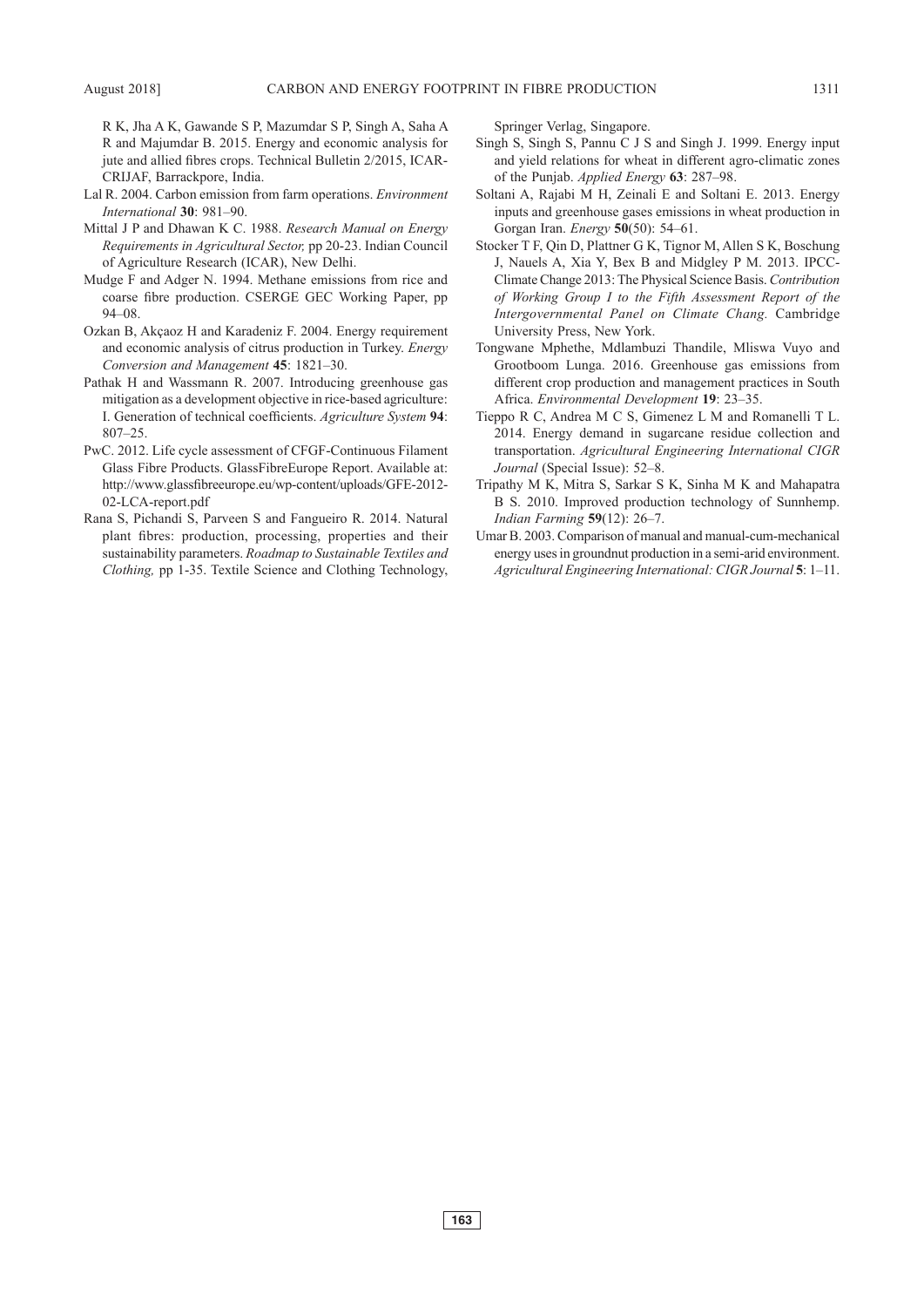R K, Jha A K, Gawande S P, Mazumdar S P, Singh A, Saha A R and Majumdar B. 2015. Energy and economic analysis for jute and allied fibres crops. Technical Bulletin 2/2015, ICAR-CRIJAF, Barrackpore, India.

Lal R. 2004. Carbon emission from farm operations. *Environment International* **30**: 981–90.

Mittal J P and Dhawan K C. 1988. *Research Manual on Energy Requirements in Agricultural Sector,* pp 20-23. Indian Council of Agriculture Research (ICAR), New Delhi.

Mudge F and Adger N. 1994. Methane emissions from rice and coarse fibre production. CSERGE GEC Working Paper, pp 94–08.

Ozkan B, Akçaoz H and Karadeniz F. 2004. Energy requirement and economic analysis of citrus production in Turkey. *Energy Conversion and Management* **45**: 1821–30.

Pathak H and Wassmann R. 2007. Introducing greenhouse gas mitigation as a development objective in rice-based agriculture: I. Generation of technical coefficients. *Agriculture System* **94**: 807–25.

PwC. 2012. Life cycle assessment of CFGF-Continuous Filament Glass Fibre Products. GlassFibreEurope Report. Available at: http://www.glassfibreeurope.eu/wp-content/uploads/GFE-2012-02-LCA-report.pdf

Rana S, Pichandi S, Parveen S and Fangueiro R. 2014. Natural plant fibres: production, processing, properties and their sustainability parameters. *Roadmap to Sustainable Textiles and Clothing,* pp 1-35. Textile Science and Clothing Technology, Springer Verlag, Singapore.

Singh S, Singh S, Pannu C J S and Singh J. 1999. Energy input and yield relations for wheat in different agro-climatic zones of the Punjab. *Applied Energy* **63**: 287–98.

Soltani A, Rajabi M H, Zeinali E and Soltani E. 2013. Energy inputs and greenhouse gases emissions in wheat production in Gorgan Iran. *Energy* **50**(50): 54–61.

Stocker T F, Qin D, Plattner G K, Tignor M, Allen S K, Boschung J, Nauels A, Xia Y, Bex B and Midgley P M. 2013. IPCC-Climate Change 2013: The Physical Science Basis. *Contribution of Working Group I to the Fifth Assessment Report of the Intergovernmental Panel on Climate Chang.* Cambridge University Press, New York.

Tongwane Mphethe, Mdlambuzi Thandile, Mliswa Vuyo and Grootboom Lunga. 2016. Greenhouse gas emissions from different crop production and management practices in South Africa. *Environmental Development* **19**: 23–35.

Tieppo R C, Andrea M C S, Gimenez L M and Romanelli T L. 2014. Energy demand in sugarcane residue collection and transportation. *Agricultural Engineering International CIGR Journal* (Special Issue): 52–8.

Tripathy M K, Mitra S, Sarkar S K, Sinha M K and Mahapatra B S. 2010. Improved production technology of Sunnhemp. *Indian Farming* **59**(12): 26–7.

Umar B. 2003. Comparison of manual and manual-cum-mechanical energy uses in groundnut production in a semi-arid environment. *Agricultural Engineering International: CIGR Journal* **5**: 1–11.